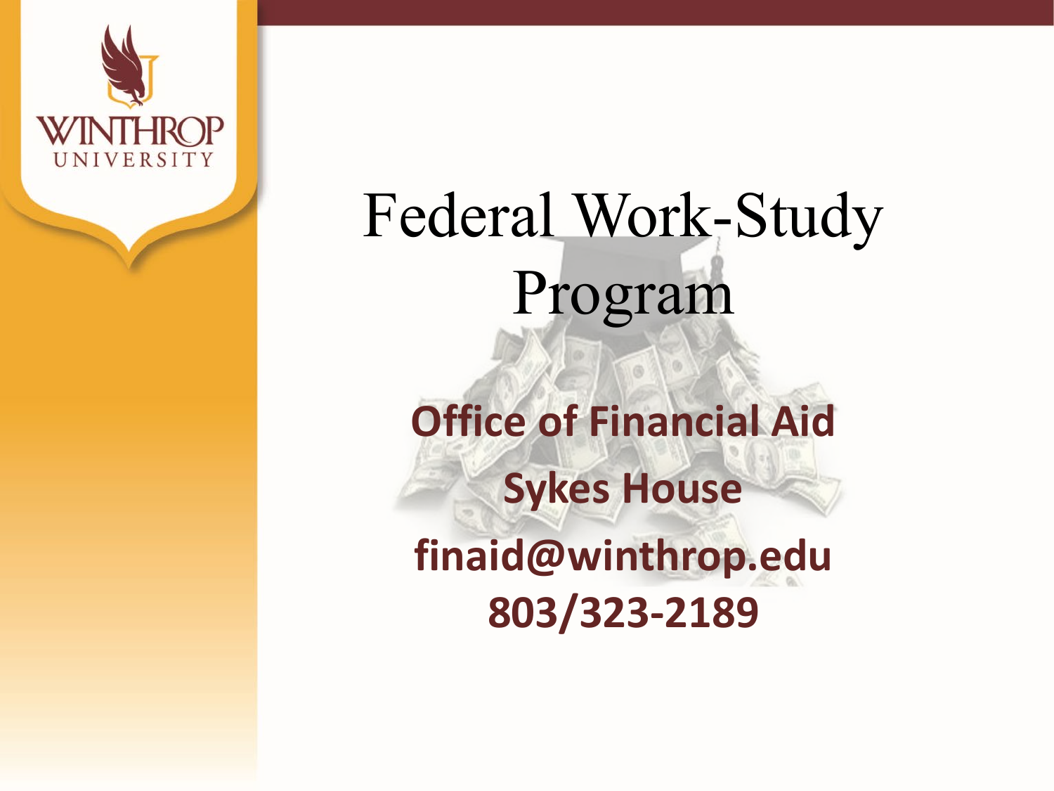# Federal Work-Study Program

**Office of Financial Aid**

**Sykes House**

**finaid@winthrop.edu**

**803/323-2189**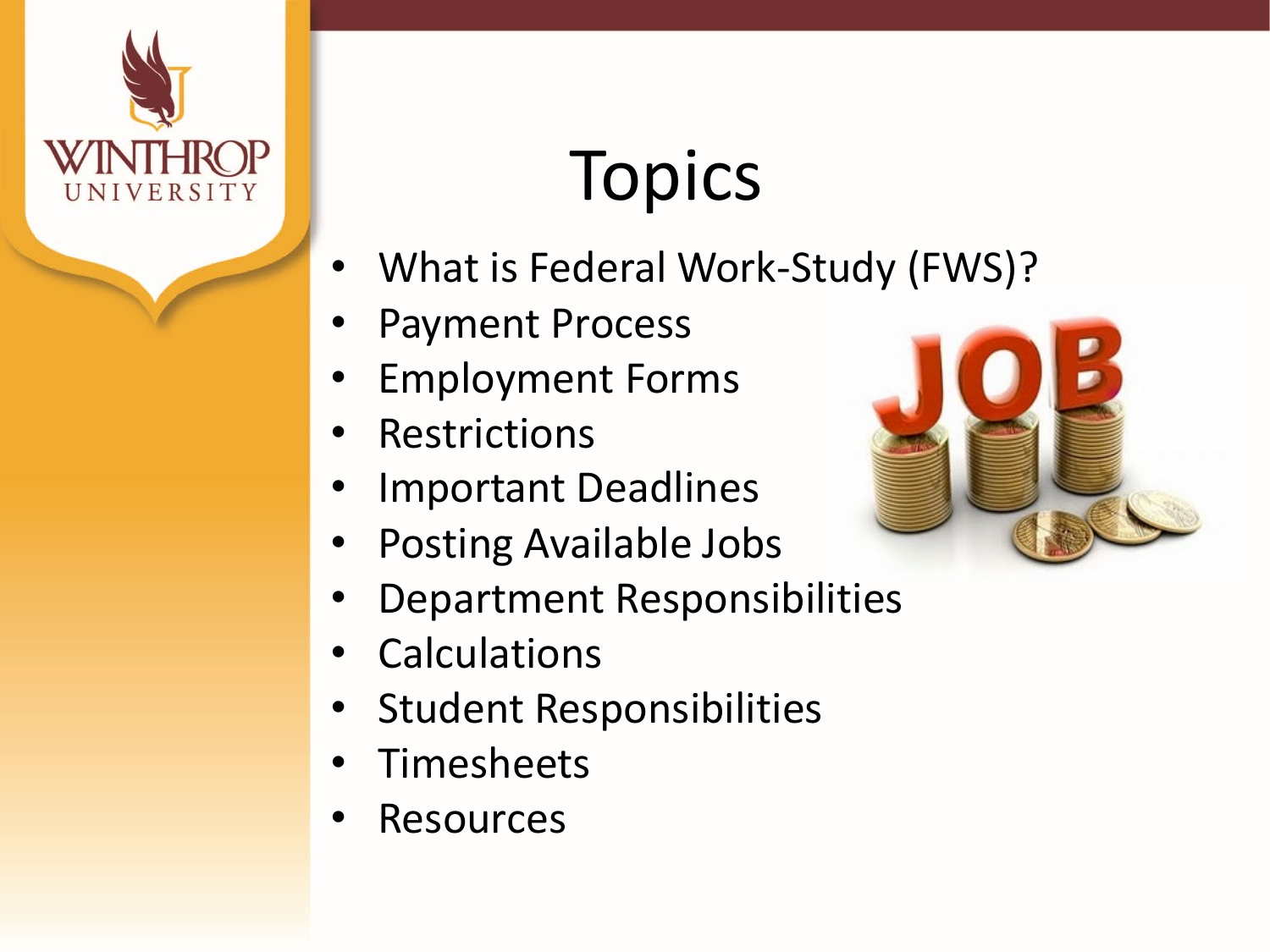# Topics

- What is Federal Work-Study (FWS)?
- Payment Process
- Employment Forms
- Restrictions
- Important Deadlines
- Posting Available Jobs
- Department Responsibilities
- Calculations
- Student Responsibilities
- Timesheets
- Resources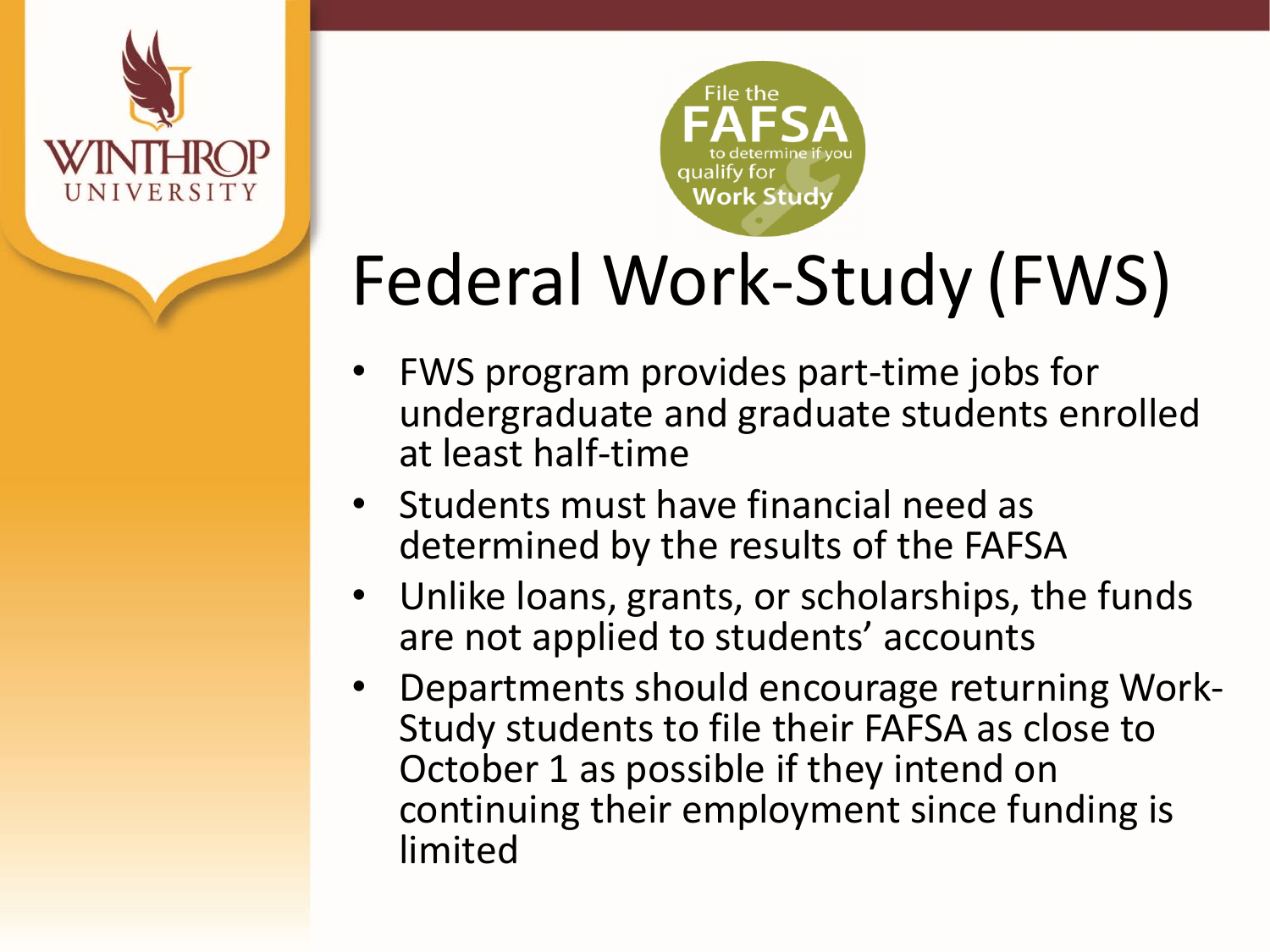File the **FAFSA** to determine if you qualify for **Work Study**

# Federal Work-Study (FWS)

- FWS program provides part-time jobs for undergraduate and graduate students enrolled at least half-time
- Students must have financial need as determined by the results of the FAFSA
- Unlike loans, grants, or scholarships, the funds are not applied to students' accounts
- Departments should encourage returning Work-Study students to file their FAFSA as close to October 1 as possible if they intend on continuing their employment since funding is limited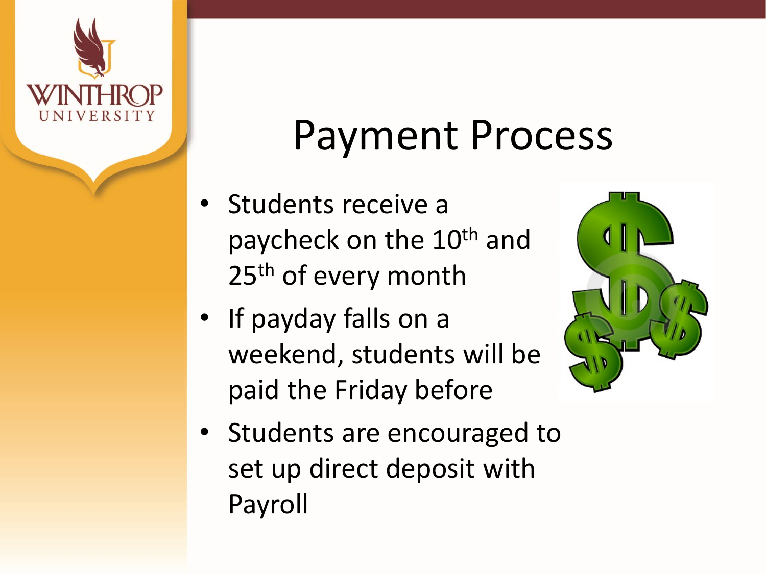# Payment Process

- Students receive a paycheck on the 10th and 25th of every month
- If payday falls on a weekend, students will be paid the Friday before
- Students are encouraged to set up direct deposit with Payroll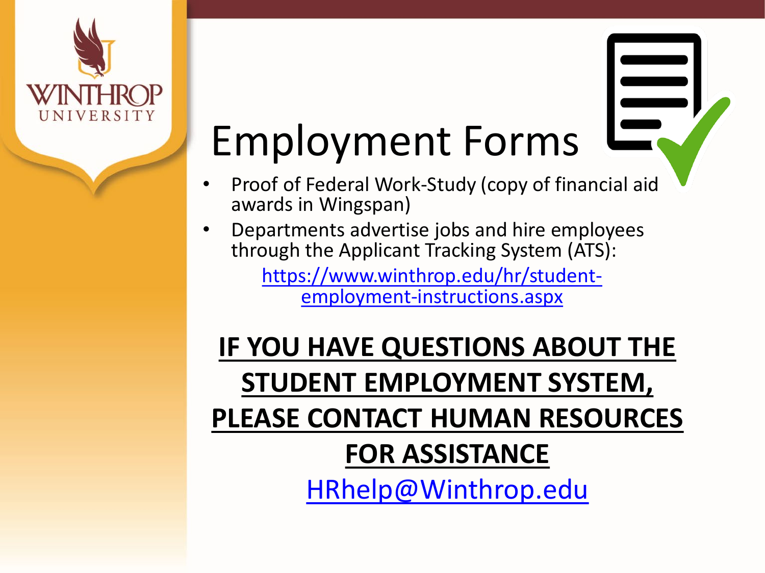# Employment Forms

- Proof of Federal Work-Study (copy of financial aid awards in Wingspan)
- Departments advertise jobs and hire employees through the Applicant Tracking System (ATS):

  https://www.winthrop.edu/hr/student-employment-instructions.aspx

**IF YOU HAVE QUESTIONS ABOUT THE STUDENT EMPLOYMENT SYSTEM, PLEASE CONTACT HUMAN RESOURCES FOR ASSISTANCE**

HRhelp@Winthrop.edu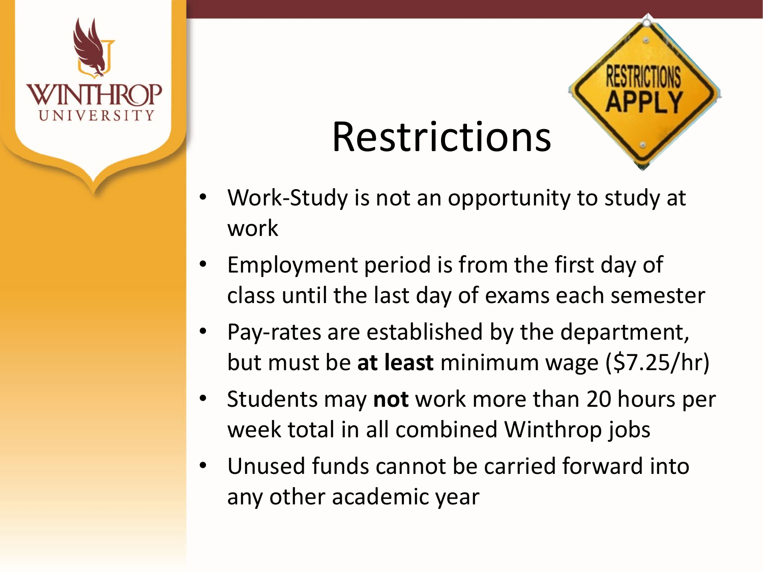# Restrictions

- Work-Study is not an opportunity to study at work
- Employment period is from the first day of class until the last day of exams each semester
- Pay-rates are established by the department, but must be **at least** minimum wage ($7.25/hr)
- Students may **not** work more than 20 hours per week total in all combined Winthrop jobs
- Unused funds cannot be carried forward into any other academic year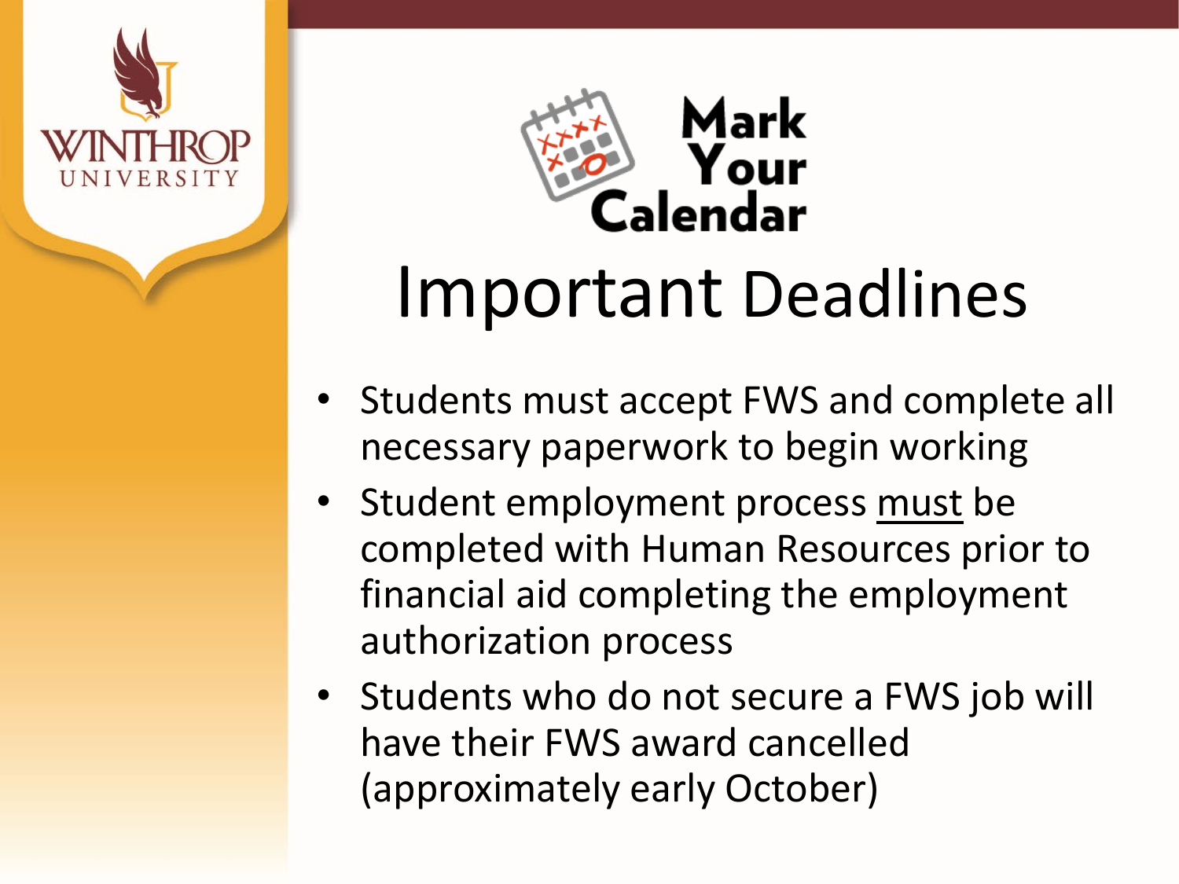Mark Your Calendar

# Important Deadlines

- Students must accept FWS and complete all necessary paperwork to begin working
- Student employment process must be completed with Human Resources prior to financial aid completing the employment authorization process
- Students who do not secure a FWS job will have their FWS award cancelled (approximately early October)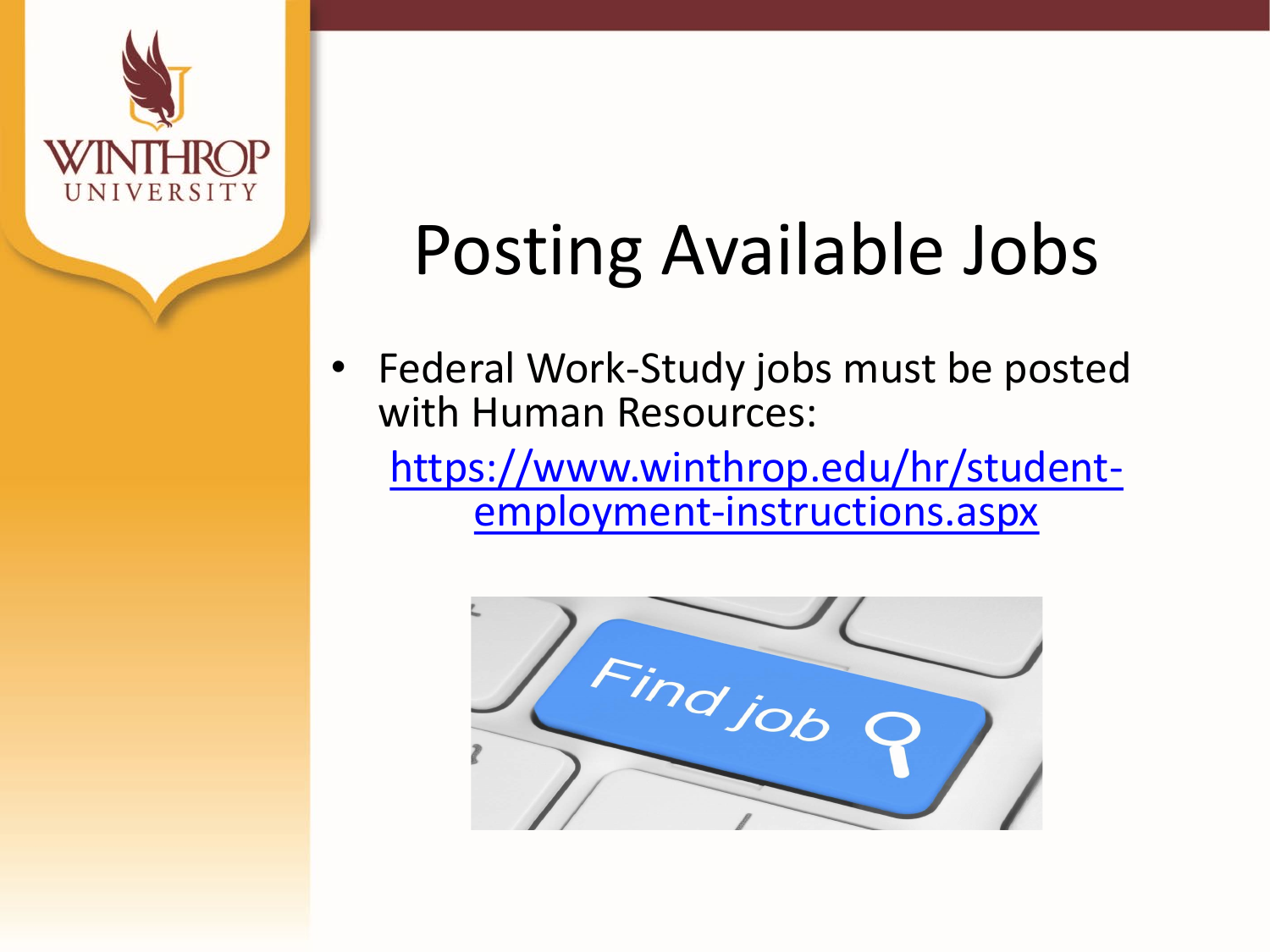# Posting Available Jobs

- Federal Work-Study jobs must be posted with Human Resources:

  https://www.winthrop.edu/hr/student-employment-instructions.aspx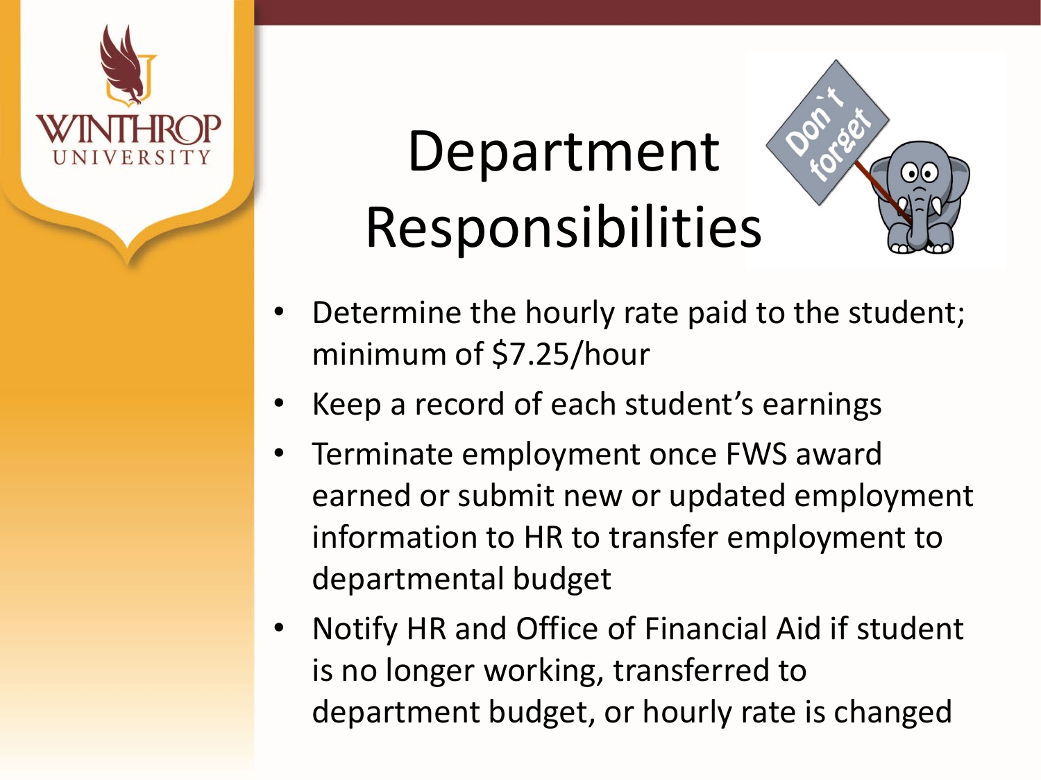# Department Responsibilities

- Determine the hourly rate paid to the student; minimum of $7.25/hour
- Keep a record of each student's earnings
- Terminate employment once FWS award earned or submit new or updated employment information to HR to transfer employment to departmental budget
- Notify HR and Office of Financial Aid if student is no longer working, transferred to department budget, or hourly rate is changed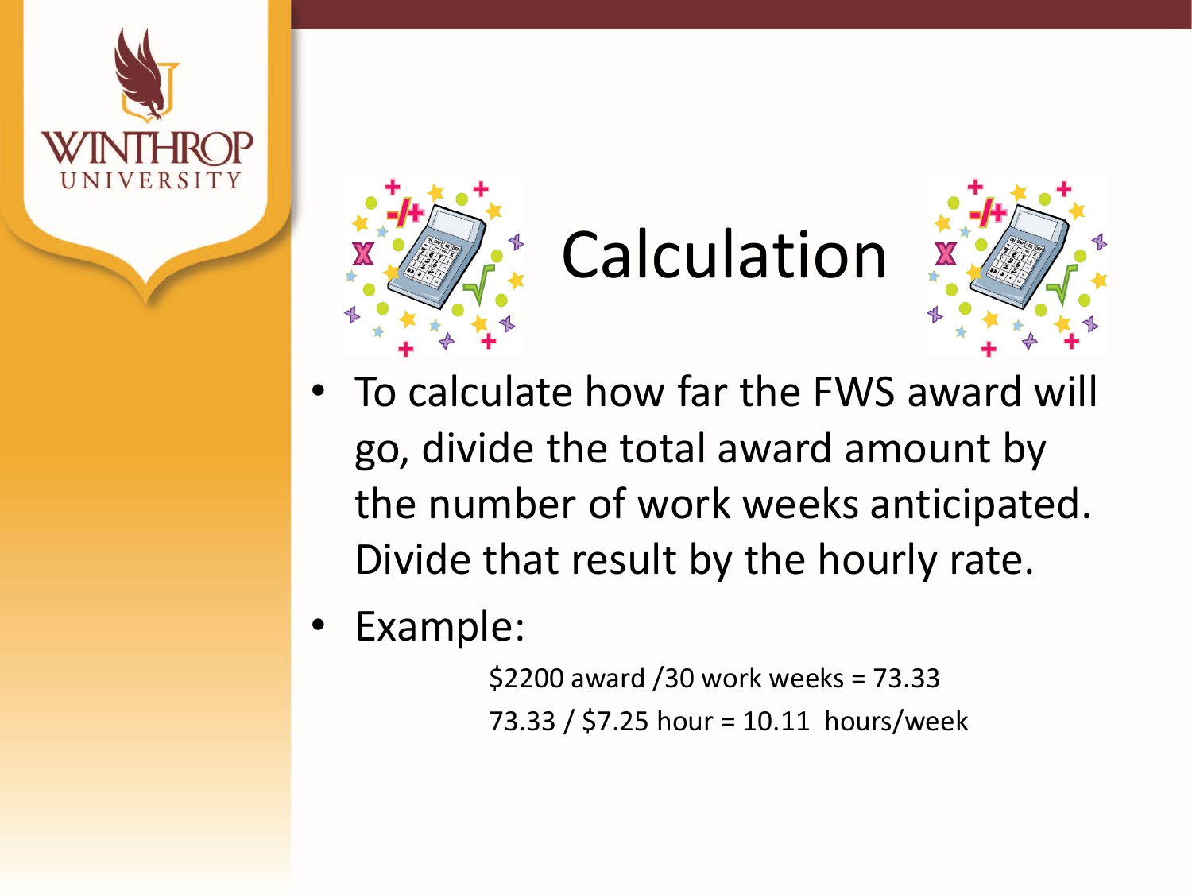# Calculation

- To calculate how far the FWS award will go, divide the total award amount by the number of work weeks anticipated. Divide that result by the hourly rate.
- Example:

  $2200 award /30 work weeks = 73.33

  73.33 / $7.25 hour = 10.11 hours/week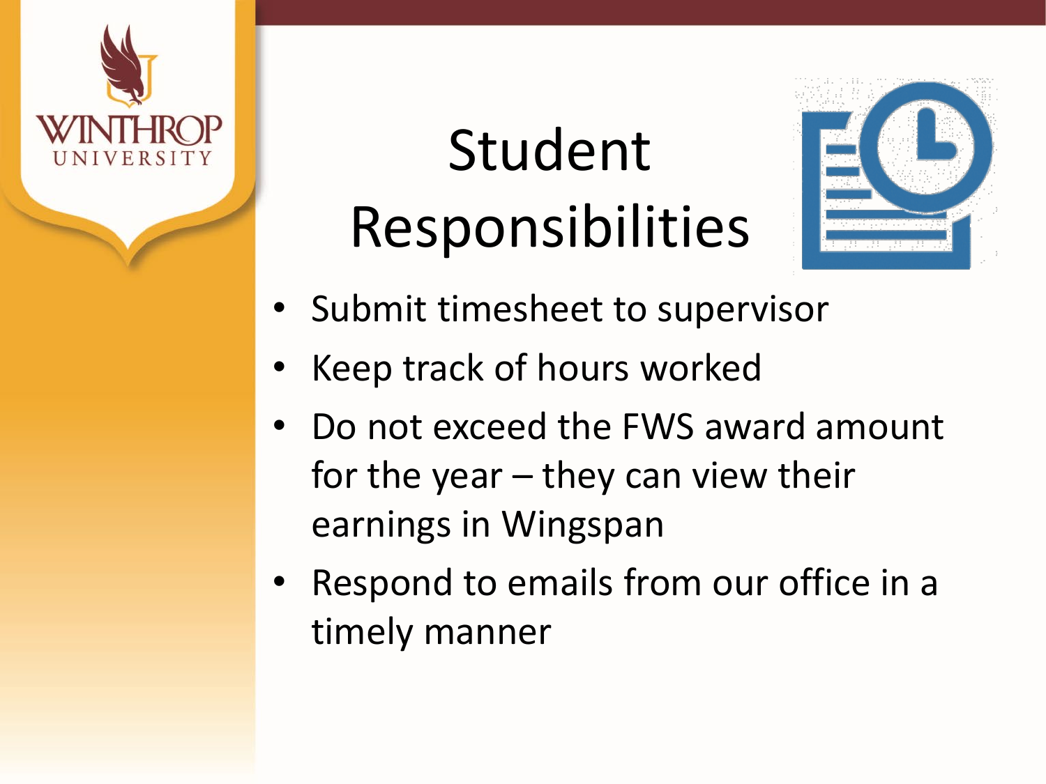# Student Responsibilities

- Submit timesheet to supervisor
- Keep track of hours worked
- Do not exceed the FWS award amount for the year – they can view their earnings in Wingspan
- Respond to emails from our office in a timely manner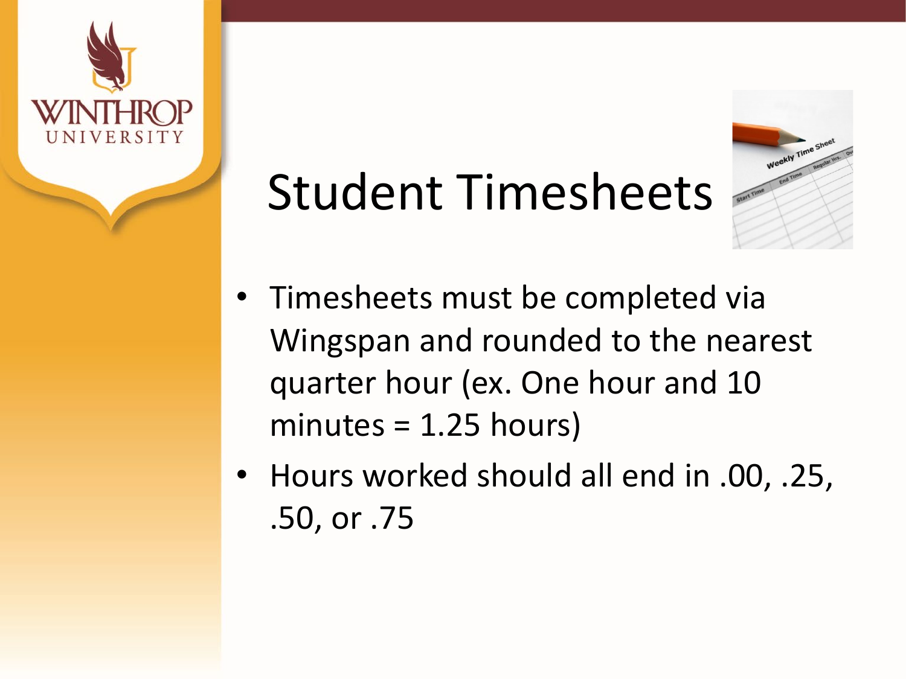# Student Timesheets

- Timesheets must be completed via Wingspan and rounded to the nearest quarter hour (ex. One hour and 10 minutes = 1.25 hours)
- Hours worked should all end in .00, .25, .50, or .75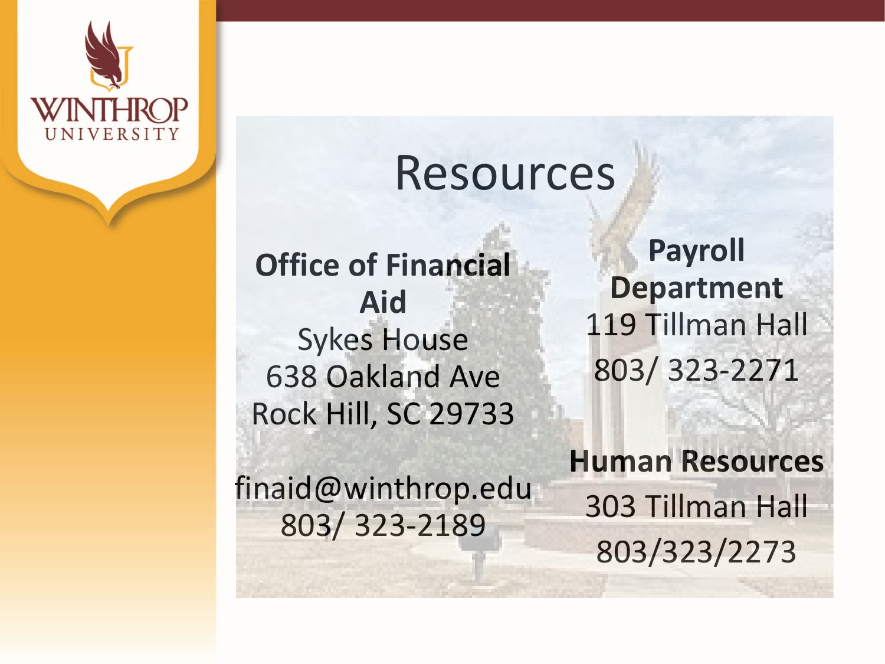WINTHROP UNIVERSITY

# Resources

**Office of Financial Aid**
Sykes House
638 Oakland Ave
Rock Hill, SC 29733

finaid@winthrop.edu
803/ 323-2189

**Payroll Department**
119 Tillman Hall
803/ 323-2271

**Human Resources**
303 Tillman Hall
803/323/2273